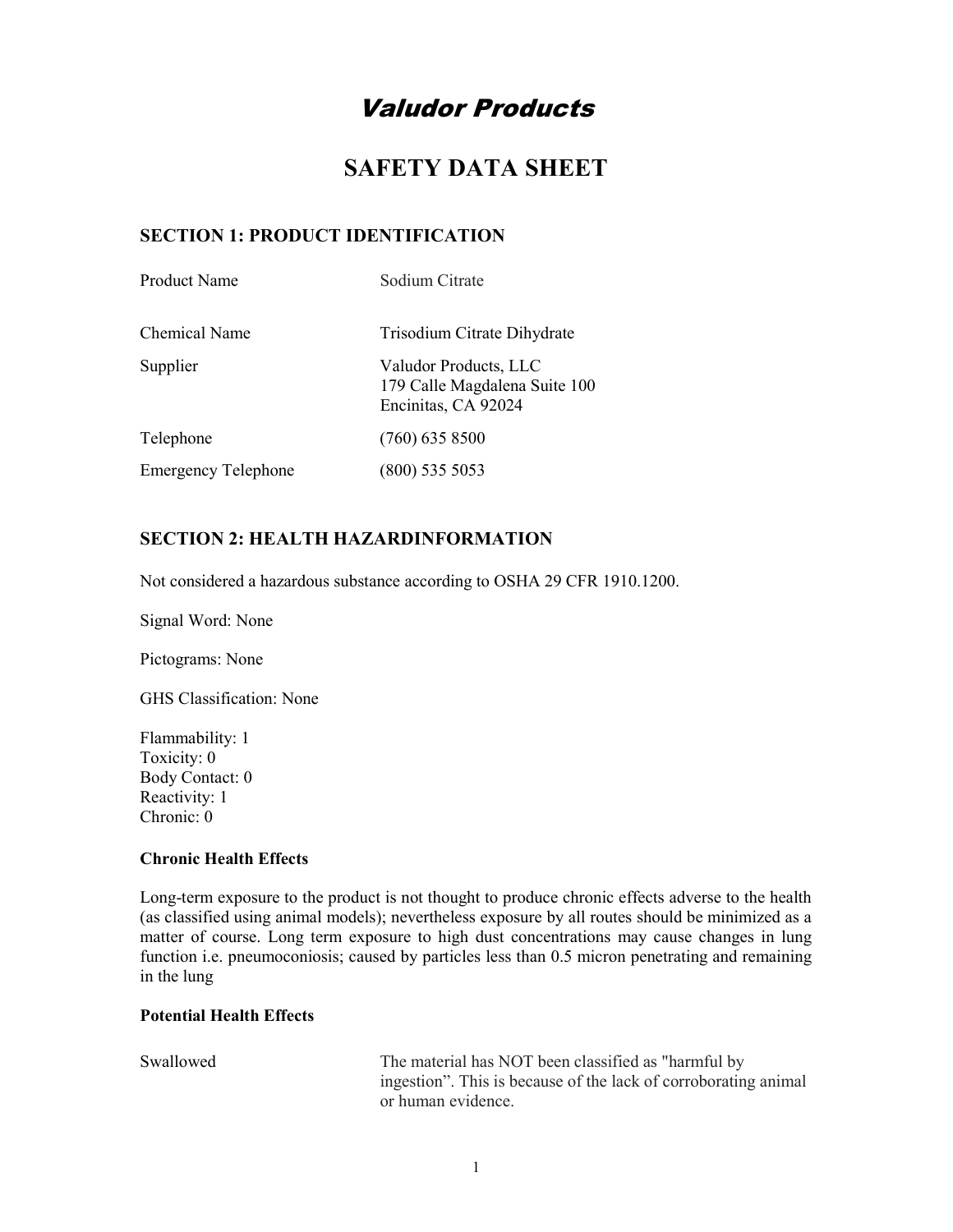# Valudor Products

# SAFETY DATA SHEET

## SECTION 1: PRODUCT IDENTIFICATION

| | |
|---|---|
| Product Name | Sodium Citrate |
| Chemical Name | Trisodium Citrate Dihydrate |
| Supplier | Valudor Products, LLC<br>179 Calle Magdalena Suite 100<br>Encinitas, CA 92024 |
| Telephone | (760) 635 8500 |
| Emergency Telephone | (800) 535 5053 |

## SECTION 2: HEALTH HAZARDINFORMATION

Not considered a hazardous substance according to OSHA 29 CFR 1910.1200.

Signal Word: None

Pictograms: None

GHS Classification: None

Flammability: 1
Toxicity: 0
Body Contact: 0
Reactivity: 1
Chronic: 0

**Chronic Health Effects**

Long-term exposure to the product is not thought to produce chronic effects adverse to the health (as classified using animal models); nevertheless exposure by all routes should be minimized as a matter of course. Long term exposure to high dust concentrations may cause changes in lung function i.e. pneumoconiosis; caused by particles less than 0.5 micron penetrating and remaining in the lung

**Potential Health Effects**

| | |
|---|---|
| Swallowed | The material has NOT been classified as "harmful by ingestion". This is because of the lack of corroborating animal or human evidence. |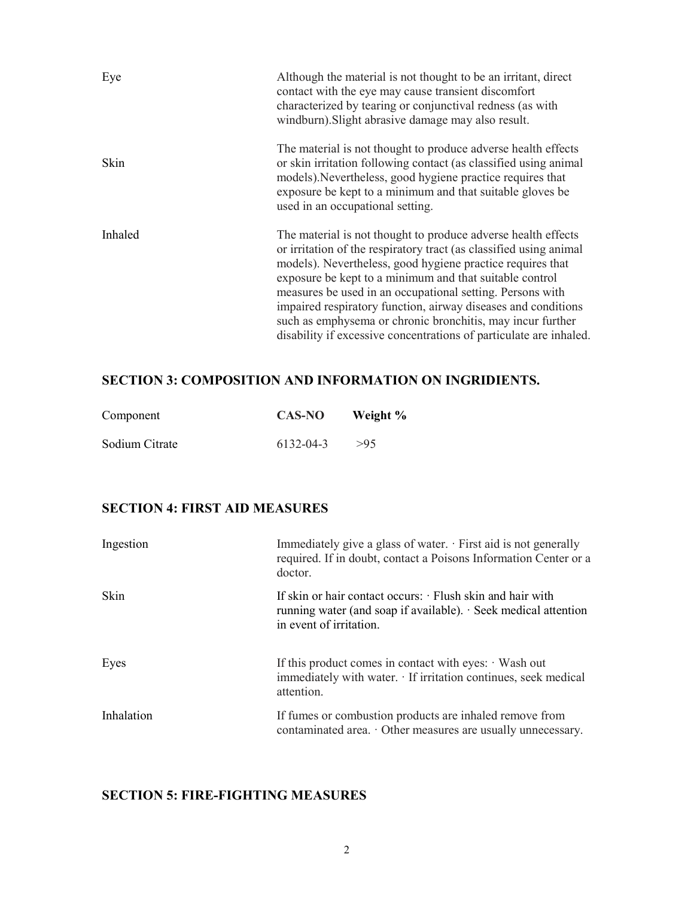| | |
|---|---|
| Eye | Although the material is not thought to be an irritant, direct contact with the eye may cause transient discomfort characterized by tearing or conjunctival redness (as with windburn).Slight abrasive damage may also result. |
| Skin | The material is not thought to produce adverse health effects or skin irritation following contact (as classified using animal models).Nevertheless, good hygiene practice requires that exposure be kept to a minimum and that suitable gloves be used in an occupational setting. |
| Inhaled | The material is not thought to produce adverse health effects or irritation of the respiratory tract (as classified using animal models). Nevertheless, good hygiene practice requires that exposure be kept to a minimum and that suitable control measures be used in an occupational setting. Persons with impaired respiratory function, airway diseases and conditions such as emphysema or chronic bronchitis, may incur further disability if excessive concentrations of particulate are inhaled. |

## SECTION 3: COMPOSITION AND INFORMATION ON INGRIDIENTS.

| Component | **CAS-NO** | **Weight %** |
|---|---|---|
| Sodium Citrate | 6132-04-3 | >95 |

## SECTION 4: FIRST AID MEASURES

| | |
|---|---|
| Ingestion | Immediately give a glass of water. · First aid is not generally required. If in doubt, contact a Poisons Information Center or a doctor. |
| Skin | If skin or hair contact occurs: · Flush skin and hair with running water (and soap if available). · Seek medical attention in event of irritation. |
| Eyes | If this product comes in contact with eyes: · Wash out immediately with water. · If irritation continues, seek medical attention. |
| Inhalation | If fumes or combustion products are inhaled remove from contaminated area. · Other measures are usually unnecessary. |

## SECTION 5: FIRE-FIGHTING MEASURES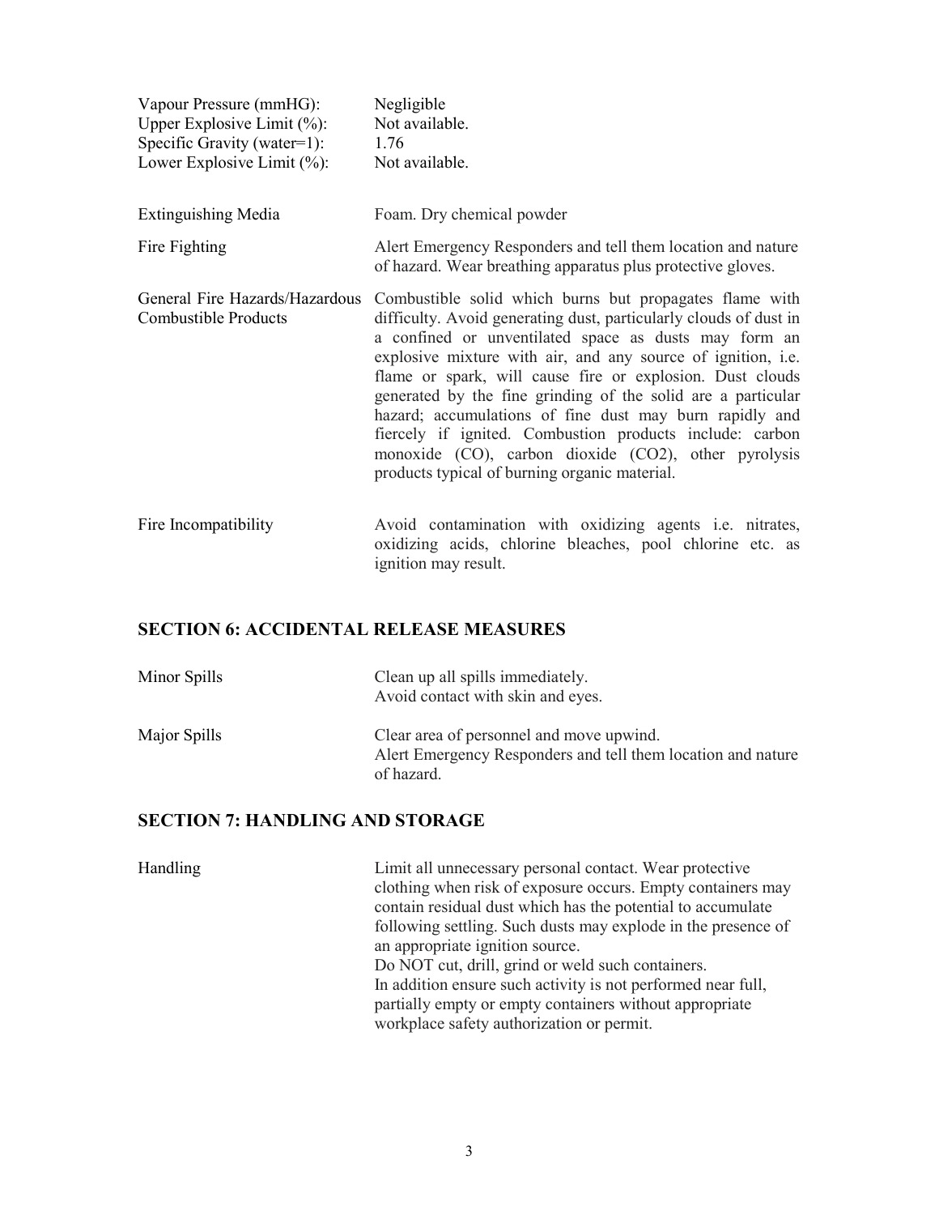| | |
|---|---|
| Vapour Pressure (mmHG): | Negligible |
| Upper Explosive Limit (%): | Not available. |
| Specific Gravity (water=1): | 1.76 |
| Lower Explosive Limit (%): | Not available. |

| | |
|---|---|
| Extinguishing Media | Foam. Dry chemical powder |
| Fire Fighting | Alert Emergency Responders and tell them location and nature of hazard. Wear breathing apparatus plus protective gloves. |
| General Fire Hazards/Hazardous Combustible Products | Combustible solid which burns but propagates flame with difficulty. Avoid generating dust, particularly clouds of dust in a confined or unventilated space as dusts may form an explosive mixture with air, and any source of ignition, i.e. flame or spark, will cause fire or explosion. Dust clouds generated by the fine grinding of the solid are a particular hazard; accumulations of fine dust may burn rapidly and fiercely if ignited. Combustion products include: carbon monoxide (CO), carbon dioxide ($CO_2$), other pyrolysis products typical of burning organic material. |
| Fire Incompatibility | Avoid contamination with oxidizing agents i.e. nitrates, oxidizing acids, chlorine bleaches, pool chlorine etc. as ignition may result. |

## SECTION 6: ACCIDENTAL RELEASE MEASURES

| | |
|---|---|
| Minor Spills | Clean up all spills immediately.<br>Avoid contact with skin and eyes. |
| Major Spills | Clear area of personnel and move upwind.<br>Alert Emergency Responders and tell them location and nature of hazard. |

## SECTION 7: HANDLING AND STORAGE

| | |
|---|---|
| Handling | Limit all unnecessary personal contact. Wear protective clothing when risk of exposure occurs. Empty containers may contain residual dust which has the potential to accumulate following settling. Such dusts may explode in the presence of an appropriate ignition source.<br>Do NOT cut, drill, grind or weld such containers.<br>In addition ensure such activity is not performed near full, partially empty or empty containers without appropriate workplace safety authorization or permit. |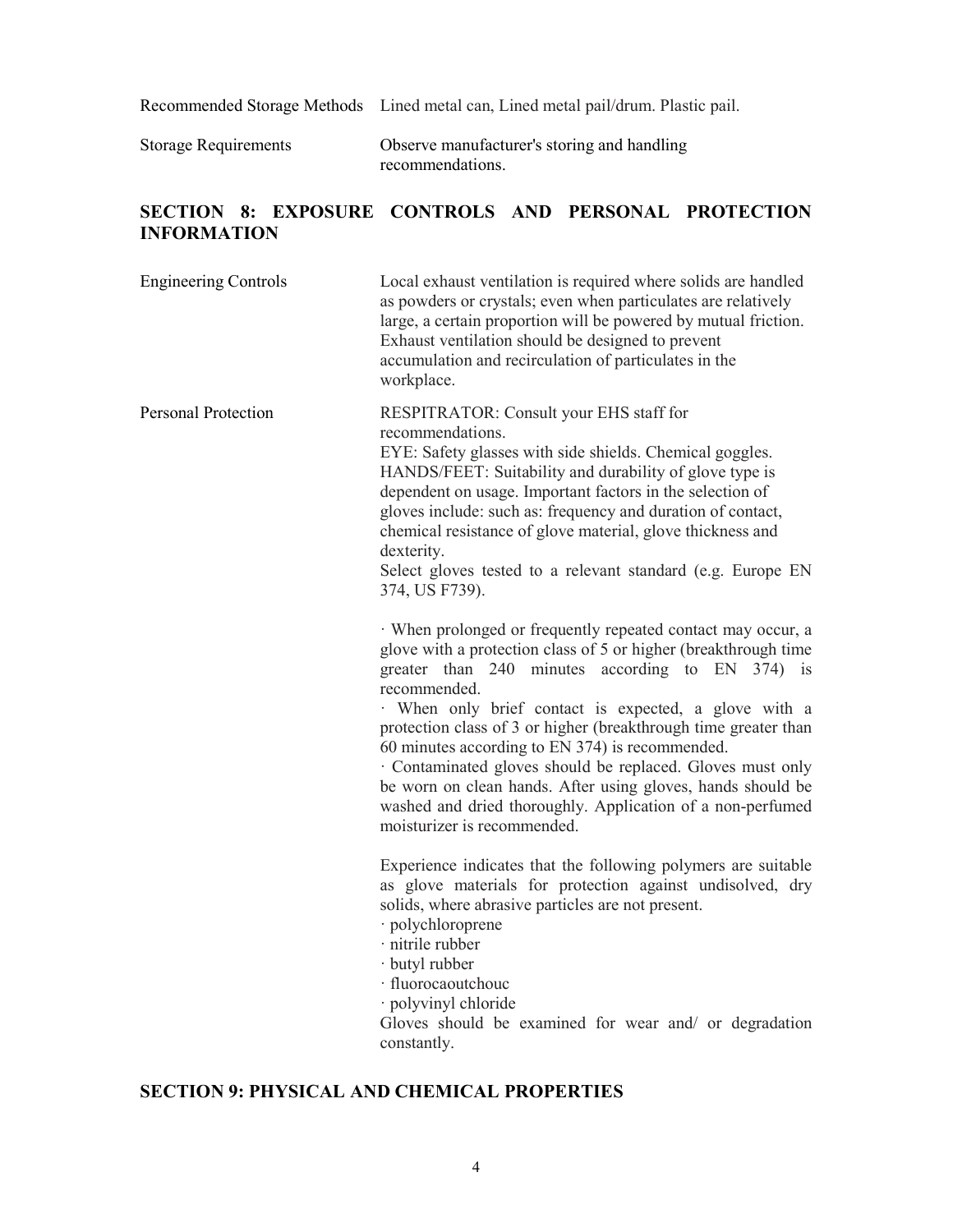| | |
|---|---|
| Recommended Storage Methods | Lined metal can, Lined metal pail/drum. Plastic pail. |
| Storage Requirements | Observe manufacturer's storing and handling recommendations. |

## SECTION 8: EXPOSURE CONTROLS AND PERSONAL PROTECTION INFORMATION

**Engineering Controls**

Local exhaust ventilation is required where solids are handled as powders or crystals; even when particulates are relatively large, a certain proportion will be powered by mutual friction. Exhaust ventilation should be designed to prevent accumulation and recirculation of particulates in the workplace.

**Personal Protection**

RESPIRATOR: Consult your EHS staff for recommendations.
EYE: Safety glasses with side shields. Chemical goggles.
HANDS/FEET: Suitability and durability of glove type is dependent on usage. Important factors in the selection of gloves include: such as: frequency and duration of contact, chemical resistance of glove material, glove thickness and dexterity.
Select gloves tested to a relevant standard (e.g. Europe EN 374, US F739).

· When prolonged or frequently repeated contact may occur, a glove with a protection class of 5 or higher (breakthrough time greater than 240 minutes according to EN 374) is recommended.
· When only brief contact is expected, a glove with a protection class of 3 or higher (breakthrough time greater than 60 minutes according to EN 374) is recommended.
· Contaminated gloves should be replaced. Gloves must only be worn on clean hands. After using gloves, hands should be washed and dried thoroughly. Application of a non-perfumed moisturizer is recommended.

Experience indicates that the following polymers are suitable as glove materials for protection against undisolved, dry solids, where abrasive particles are not present.
· polychloroprene
· nitrile rubber
· butyl rubber
· fluorocaoutchouc
· polyvinyl chloride
Gloves should be examined for wear and/ or degradation constantly.

## SECTION 9: PHYSICAL AND CHEMICAL PROPERTIES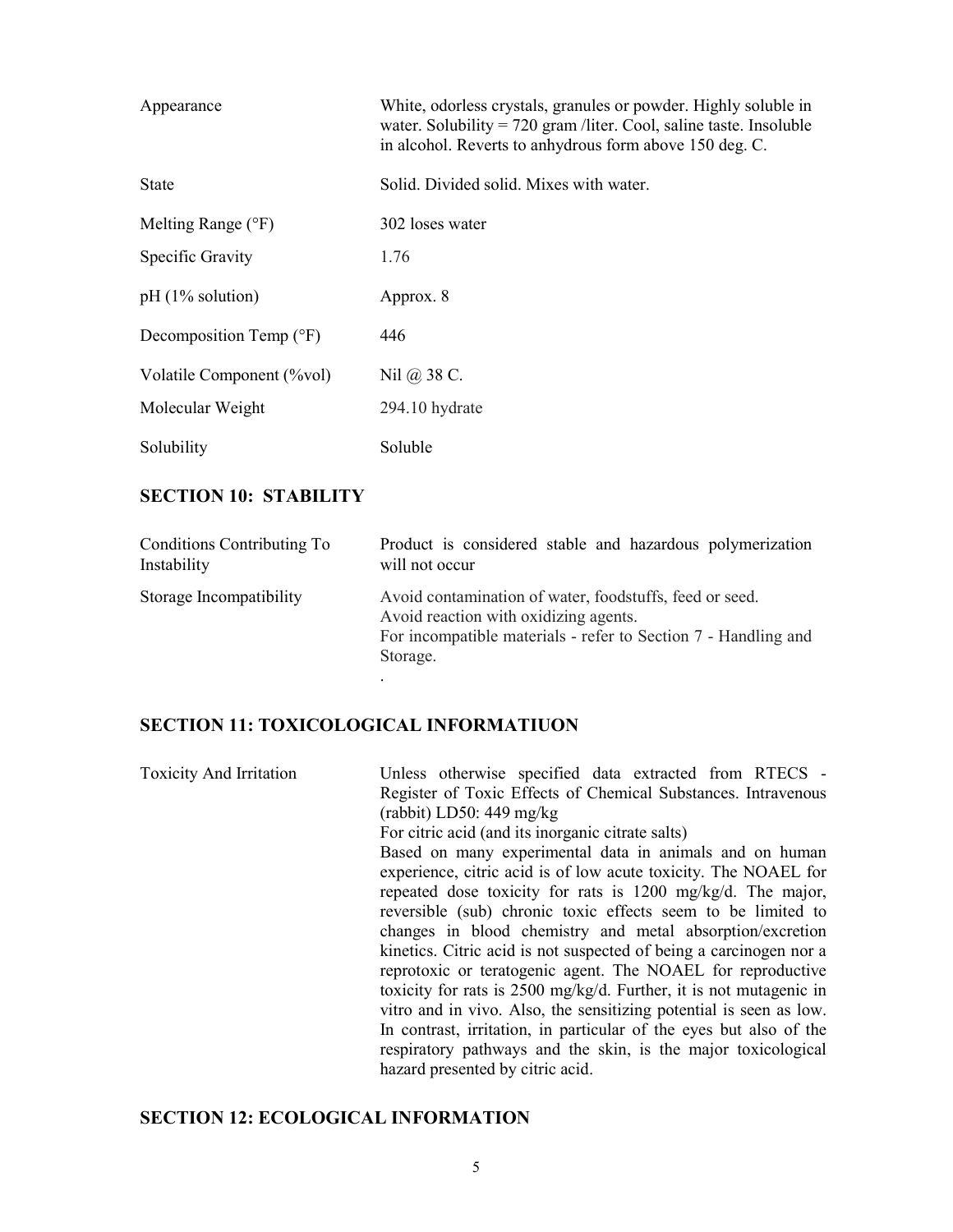| | |
|---|---|
| Appearance | White, odorless crystals, granules or powder. Highly soluble in water. Solubility = 720 gram /liter. Cool, saline taste. Insoluble in alcohol. Reverts to anhydrous form above 150 deg. C. |
| State | Solid. Divided solid. Mixes with water. |
| Melting Range (°F) | 302 loses water |
| Specific Gravity | 1.76 |
| pH (1% solution) | Approx. 8 |
| Decomposition Temp (°F) | 446 |
| Volatile Component (%vol) | Nil @ 38 C. |
| Molecular Weight | 294.10 hydrate |
| Solubility | Soluble |

## SECTION 10: STABILITY

| | |
|---|---|
| Conditions Contributing To Instability | Product is considered stable and hazardous polymerization will not occur |
| Storage Incompatibility | Avoid contamination of water, foodstuffs, feed or seed.<br>Avoid reaction with oxidizing agents.<br>For incompatible materials - refer to Section 7 - Handling and Storage.<br>. |

## SECTION 11: TOXICOLOGICAL INFORMATIUON

| | |
|---|---|
| Toxicity And Irritation | Unless otherwise specified data extracted from RTECS - Register of Toxic Effects of Chemical Substances. Intravenous (rabbit) LD50: 449 mg/kg<br>For citric acid (and its inorganic citrate salts)<br>Based on many experimental data in animals and on human experience, citric acid is of low acute toxicity. The NOAEL for repeated dose toxicity for rats is 1200 mg/kg/d. The major, reversible (sub) chronic toxic effects seem to be limited to changes in blood chemistry and metal absorption/excretion kinetics. Citric acid is not suspected of being a carcinogen nor a reprotoxic or teratogenic agent. The NOAEL for reproductive toxicity for rats is 2500 mg/kg/d. Further, it is not mutagenic in vitro and in vivo. Also, the sensitizing potential is seen as low. In contrast, irritation, in particular of the eyes but also of the respiratory pathways and the skin, is the major toxicological hazard presented by citric acid. |

## SECTION 12: ECOLOGICAL INFORMATION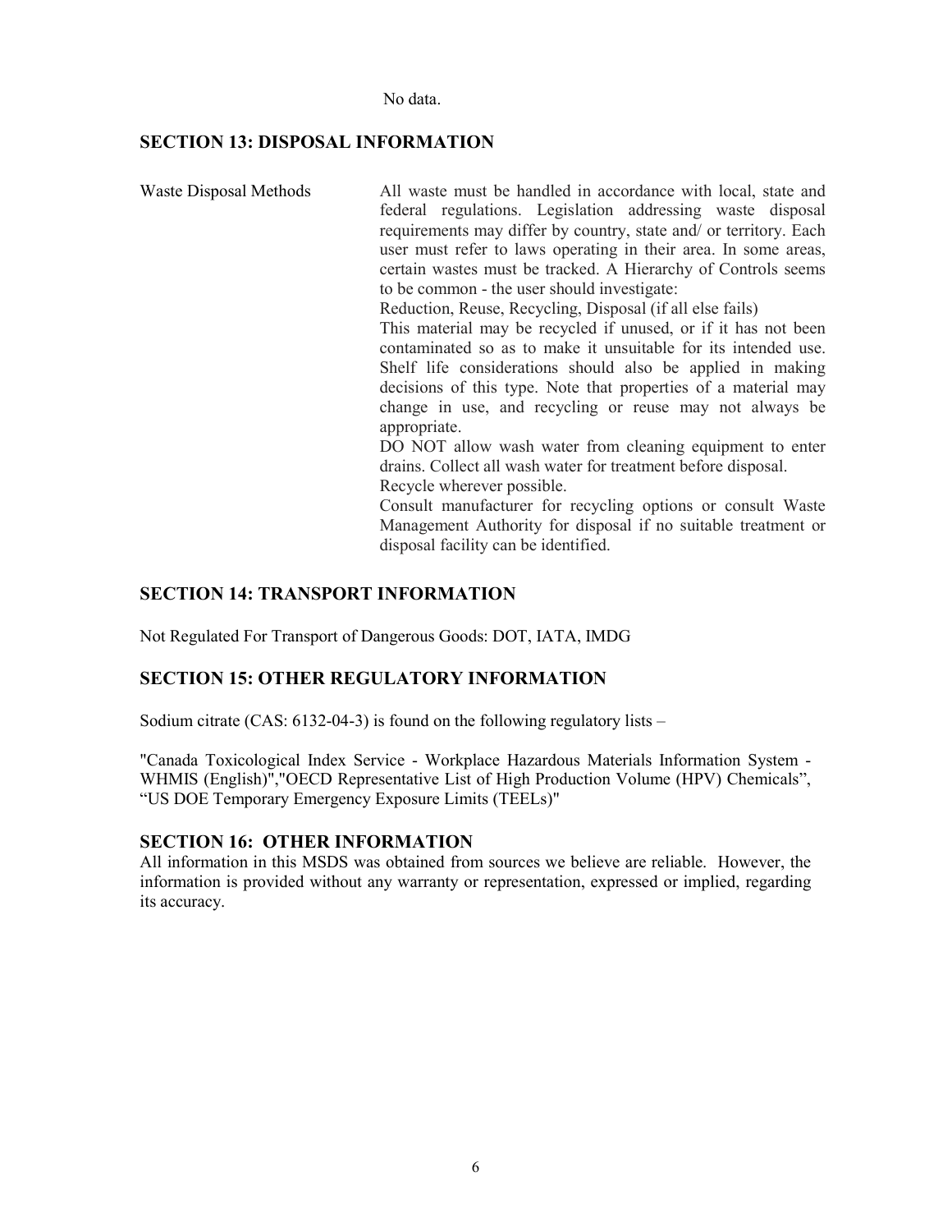No data.

## SECTION 13: DISPOSAL INFORMATION

| | |
|---|---|
| Waste Disposal Methods | All waste must be handled in accordance with local, state and federal regulations. Legislation addressing waste disposal requirements may differ by country, state and/ or territory. Each user must refer to laws operating in their area. In some areas, certain wastes must be tracked. A Hierarchy of Controls seems to be common - the user should investigate:<br>Reduction, Reuse, Recycling, Disposal (if all else fails)<br>This material may be recycled if unused, or if it has not been contaminated so as to make it unsuitable for its intended use. Shelf life considerations should also be applied in making decisions of this type. Note that properties of a material may change in use, and recycling or reuse may not always be appropriate.<br>DO NOT allow wash water from cleaning equipment to enter drains. Collect all wash water for treatment before disposal.<br>Recycle wherever possible.<br>Consult manufacturer for recycling options or consult Waste Management Authority for disposal if no suitable treatment or disposal facility can be identified. |

## SECTION 14: TRANSPORT INFORMATION

Not Regulated For Transport of Dangerous Goods: DOT, IATA, IMDG

## SECTION 15: OTHER REGULATORY INFORMATION

Sodium citrate (CAS: 6132-04-3) is found on the following regulatory lists –

"Canada Toxicological Index Service - Workplace Hazardous Materials Information System - WHMIS (English)","OECD Representative List of High Production Volume (HPV) Chemicals", "US DOE Temporary Emergency Exposure Limits (TEELs)"

## SECTION 16: OTHER INFORMATION

All information in this MSDS was obtained from sources we believe are reliable. However, the information is provided without any warranty or representation, expressed or implied, regarding its accuracy.